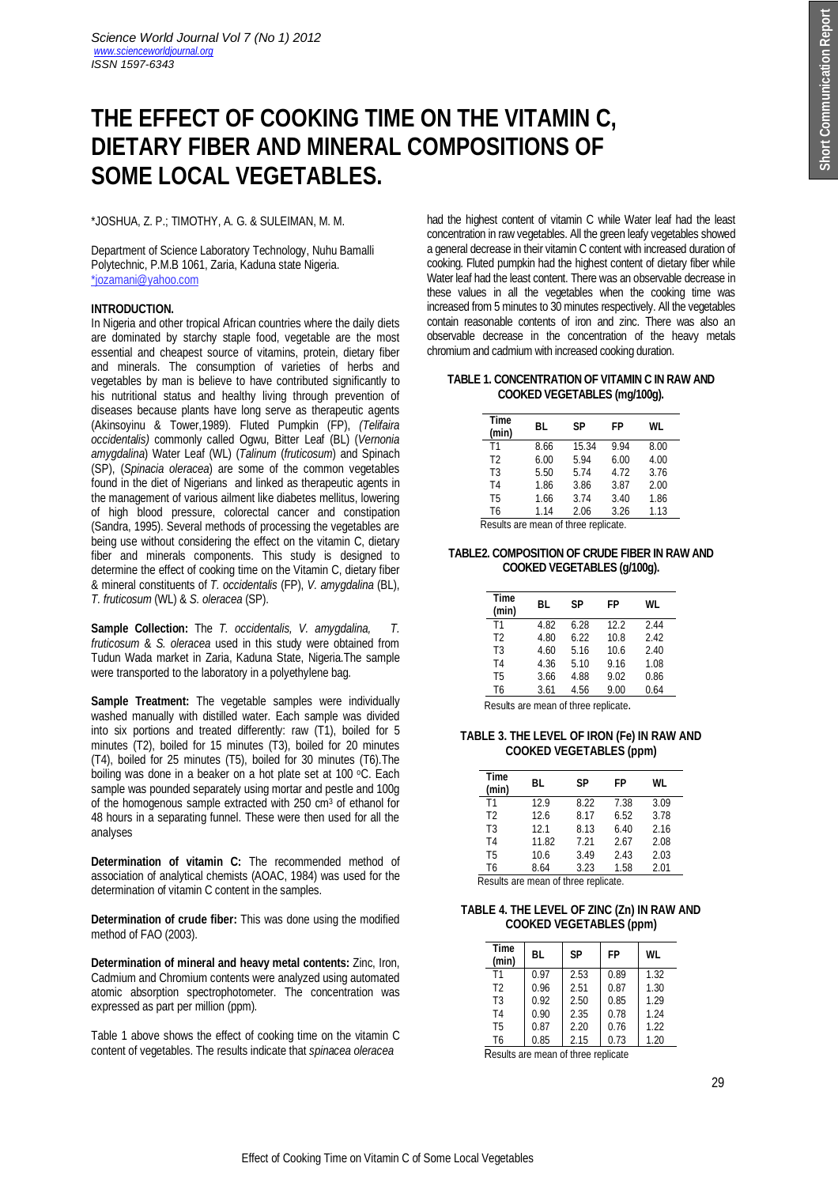# THE EFFECT OF COOKING TIME ON THE VITAMIN C, DIETARY FIBER AND MINERAL COMPOSITIONS OF SOME LOCAL VEGETABLES.

\*JOSHUA, Z. P.; TIMOTHY, A. G. & SULEIMAN, M. M.

Department of Science Laboratory Technology, Nuhu Bamalli Polytechnic, P.M.B 1061, Zaria, Kaduna state Nigeria.
\*jozamani@yahoo.com

## INTRODUCTION.

In Nigeria and other tropical African countries where the daily diets are dominated by starchy staple food, vegetable are the most essential and cheapest source of vitamins, protein, dietary fiber and minerals. The consumption of varieties of herbs and vegetables by man is believe to have contributed significantly to his nutritional status and healthy living through prevention of diseases because plants have long serve as therapeutic agents (Akinsoyinu & Tower,1989). Fluted Pumpkin (FP), *(Telfaira occidentalis)* commonly called Ogwu, Bitter Leaf (BL) (*Vernonia amygdalina*) Water Leaf (WL) (*Talinum* (*fruticosum*) and Spinach (SP), (*Spinacia oleracea*) are some of the common vegetables found in the diet of Nigerians and linked as therapeutic agents in the management of various ailment like diabetes mellitus, lowering of high blood pressure, colorectal cancer and constipation (Sandra, 1995). Several methods of processing the vegetables are being use without considering the effect on the vitamin C, dietary fiber and minerals components. This study is designed to determine the effect of cooking time on the Vitamin C, dietary fiber & mineral constituents of *T. occidentalis* (FP), *V. amygdalina* (BL), *T. fruticosum* (WL) & *S. oleracea* (SP).

**Sample Collection:** The *T. occidentalis, V. amygdalina, T. fruticosum* & *S. oleracea* used in this study were obtained from Tudun Wada market in Zaria, Kaduna State, Nigeria.The sample were transported to the laboratory in a polyethylene bag.

**Sample Treatment:** The vegetable samples were individually washed manually with distilled water. Each sample was divided into six portions and treated differently: raw (T1), boiled for 5 minutes (T2), boiled for 15 minutes (T3), boiled for 20 minutes (T4), boiled for 25 minutes (T5), boiled for 30 minutes (T6).The boiling was done in a beaker on a hot plate set at 100 °C. Each sample was pounded separately using mortar and pestle and 100g of the homogenous sample extracted with 250 $cm^3$ of ethanol for 48 hours in a separating funnel. These were then used for all the analyses

**Determination of vitamin C:** The recommended method of association of analytical chemists (AOAC, 1984) was used for the determination of vitamin C content in the samples.

**Determination of crude fiber:** This was done using the modified method of FAO (2003).

**Determination of mineral and heavy metal contents:** Zinc, Iron, Cadmium and Chromium contents were analyzed using automated atomic absorption spectrophotometer. The concentration was expressed as part per million (ppm).

Table 1 above shows the effect of cooking time on the vitamin C content of vegetables. The results indicate that *spinacea oleracea* had the highest content of vitamin C while Water leaf had the least concentration in raw vegetables. All the green leafy vegetables showed a general decrease in their vitamin C content with increased duration of cooking. Fluted pumpkin had the highest content of dietary fiber while Water leaf had the least content. There was an observable decrease in these values in all the vegetables when the cooking time was increased from 5 minutes to 30 minutes respectively. All the vegetables contain reasonable contents of iron and zinc. There was also an observable decrease in the concentration of the heavy metals chromium and cadmium with increased cooking duration.

**TABLE 1. CONCENTRATION OF VITAMIN C IN RAW AND COOKED VEGETABLES (mg/100g).**

| Time (min) | BL | SP | FP | WL |
|---|---|---|---|---|
| T1 | 8.66 | 15.34 | 9.94 | 8.00 |
| T2 | 6.00 | 5.94 | 6.00 | 4.00 |
| T3 | 5.50 | 5.74 | 4.72 | 3.76 |
| T4 | 1.86 | 3.86 | 3.87 | 2.00 |
| T5 | 1.66 | 3.74 | 3.40 | 1.86 |
| T6 | 1.14 | 2.06 | 3.26 | 1.13 |

Results are mean of three replicate.

**TABLE2. COMPOSITION OF CRUDE FIBER IN RAW AND COOKED VEGETABLES (g/100g).**

| Time (min) | BL | SP | FP | WL |
|---|---|---|---|---|
| T1 | 4.82 | 6.28 | 12.2 | 2.44 |
| T2 | 4.80 | 6.22 | 10.8 | 2.42 |
| T3 | 4.60 | 5.16 | 10.6 | 2.40 |
| T4 | 4.36 | 5.10 | 9.16 | 1.08 |
| T5 | 3.66 | 4.88 | 9.02 | 0.86 |
| T6 | 3.61 | 4.56 | 9.00 | 0.64 |

Results are mean of three replicate.

**TABLE 3. THE LEVEL OF IRON (Fe) IN RAW AND COOKED VEGETABLES (ppm)**

| Time (min) | BL | SP | FP | WL |
|---|---|---|---|---|
| T1 | 12.9 | 8.22 | 7.38 | 3.09 |
| T2 | 12.6 | 8.17 | 6.52 | 3.78 |
| T3 | 12.1 | 8.13 | 6.40 | 2.16 |
| T4 | 11.82 | 7.21 | 2.67 | 2.08 |
| T5 | 10.6 | 3.49 | 2.43 | 2.03 |
| T6 | 8.64 | 3.23 | 1.58 | 2.01 |

Results are mean of three replicate.

**TABLE 4. THE LEVEL OF ZINC (Zn) IN RAW AND COOKED VEGETABLES (ppm)**

| Time (min) | BL | SP | FP | WL |
|---|---|---|---|---|
| T1 | 0.97 | 2.53 | 0.89 | 1.32 |
| T2 | 0.96 | 2.51 | 0.87 | 1.30 |
| T3 | 0.92 | 2.50 | 0.85 | 1.29 |
| T4 | 0.90 | 2.35 | 0.78 | 1.24 |
| T5 | 0.87 | 2.20 | 0.76 | 1.22 |
| T6 | 0.85 | 2.15 | 0.73 | 1.20 |

Results are mean of three replicate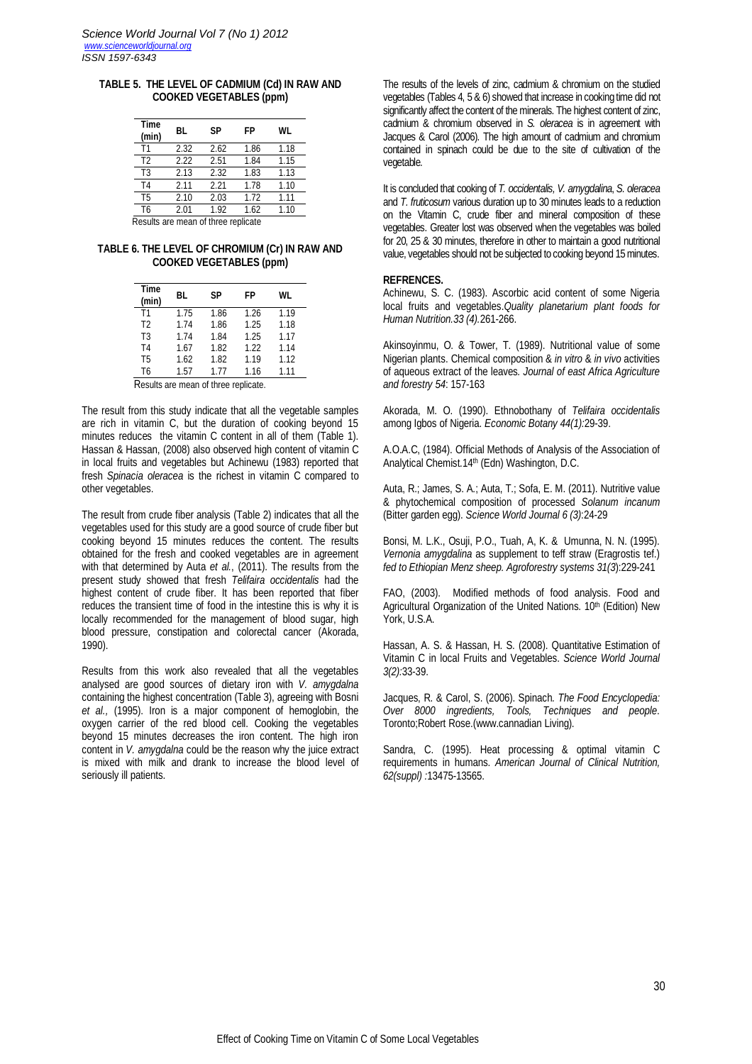**TABLE 5. THE LEVEL OF CADMIUM (Cd) IN RAW AND COOKED VEGETABLES (ppm)**

| Time (min) | BL | SP | FP | WL |
|---|---|---|---|---|
| T1 | 2.32 | 2.62 | 1.86 | 1.18 |
| T2 | 2.22 | 2.51 | 1.84 | 1.15 |
| T3 | 2.13 | 2.32 | 1.83 | 1.13 |
| T4 | 2.11 | 2.21 | 1.78 | 1.10 |
| T5 | 2.10 | 2.03 | 1.72 | 1.11 |
| T6 | 2.01 | 1.92 | 1.62 | 1.10 |

Results are mean of three replicate

**TABLE 6. THE LEVEL OF CHROMIUM (Cr) IN RAW AND COOKED VEGETABLES (ppm)**

| Time (min) | BL | SP | FP | WL |
|---|---|---|---|---|
| T1 | 1.75 | 1.86 | 1.26 | 1.19 |
| T2 | 1.74 | 1.86 | 1.25 | 1.18 |
| T3 | 1.74 | 1.84 | 1.25 | 1.17 |
| T4 | 1.67 | 1.82 | 1.22 | 1.14 |
| T5 | 1.62 | 1.82 | 1.19 | 1.12 |
| T6 | 1.57 | 1.77 | 1.16 | 1.11 |

Results are mean of three replicate.

The result from this study indicate that all the vegetable samples are rich in vitamin C, but the duration of cooking beyond 15 minutes reduces the vitamin C content in all of them (Table 1). Hassan & Hassan, (2008) also observed high content of vitamin C in local fruits and vegetables but Achinewu (1983) reported that fresh *Spinacia oleracea* is the richest in vitamin C compared to other vegetables.

The result from crude fiber analysis (Table 2) indicates that all the vegetables used for this study are a good source of crude fiber but cooking beyond 15 minutes reduces the content. The results obtained for the fresh and cooked vegetables are in agreement with that determined by Auta *et al.*, (2011). The results from the present study showed that fresh *Telifaira occidentalis* had the highest content of crude fiber. It has been reported that fiber reduces the transient time of food in the intestine this is why it is locally recommended for the management of blood sugar, high blood pressure, constipation and colorectal cancer (Akorada, 1990).

Results from this work also revealed that all the vegetables analysed are good sources of dietary iron with *V. amygdalna* containing the highest concentration (Table 3), agreeing with Bosni *et al.*, (1995). Iron is a major component of hemoglobin, the oxygen carrier of the red blood cell. Cooking the vegetables beyond 15 minutes decreases the iron content. The high iron content in *V. amygdalna* could be the reason why the juice extract is mixed with milk and drank to increase the blood level of seriously ill patients.

The results of the levels of zinc, cadmium & chromium on the studied vegetables (Tables 4, 5 & 6) showed that increase in cooking time did not significantly affect the content of the minerals. The highest content of zinc, cadmium & chromium observed in *S. oleracea* is in agreement with Jacques & Carol (2006). The high amount of cadmium and chromium contained in spinach could be due to the site of cultivation of the vegetable.

It is concluded that cooking of *T. occidentalis*, *V. amygdalina*, *S. oleracea* and *T. fruticosum* various duration up to 30 minutes leads to a reduction on the Vitamin C, crude fiber and mineral composition of these vegetables. Greater lost was observed when the vegetables was boiled for 20, 25 & 30 minutes, therefore in other to maintain a good nutritional value, vegetables should not be subjected to cooking beyond 15 minutes.

## REFRENCES.

Achinewu, S. C. (1983). Ascorbic acid content of some Nigeria local fruits and vegetables.*Quality planetarium plant foods for Human Nutrition.33 (4).*261-266.

Akinsoyinmu, O. & Tower, T. (1989). Nutritional value of some Nigerian plants. Chemical composition & *in vitro* & *in vivo* activities of aqueous extract of the leaves. *Journal of east Africa Agriculture and forestry 54*: 157-163

Akorada, M. O. (1990). Ethnobothany of *Telifaira occidentalis* among Igbos of Nigeria. *Economic Botany 44(1):*29-39.

A.O.A.C, (1984). Official Methods of Analysis of the Association of Analytical Chemist.14th (Edn) Washington, D.C.

Auta, R.; James, S. A.; Auta, T.; Sofa, E. M. (2011). Nutritive value & phytochemical composition of processed *Solanum incanum* (Bitter garden egg). *Science World Journal 6 (3)*:24-29

Bonsi, M. L.K., Osuji, P.O., Tuah, A, K. & Umunna, N. N. (1995). *Vernonia amygdalina* as supplement to teff straw (Eragrostis tef.) *fed to Ethiopian Menz sheep. Agroforestry systems 31(3*):229-241

FAO, (2003). Modified methods of food analysis. Food and Agricultural Organization of the United Nations. 10th (Edition) New York, U.S.A.

Hassan, A. S. & Hassan, H. S. (2008). Quantitative Estimation of Vitamin C in local Fruits and Vegetables. *Science World Journal 3(2):*33-39.

Jacques, R. & Carol, S. (2006). Spinach*. The Food Encyclopedia: Over 8000 ingredients, Tools, Techniques and people*. Toronto;Robert Rose.(www.cannadian Living).

Sandra, C. (1995). Heat processing & optimal vitamin C requirements in humans. *American Journal of Clinical Nutrition, 62(suppl) :*13475-13565.